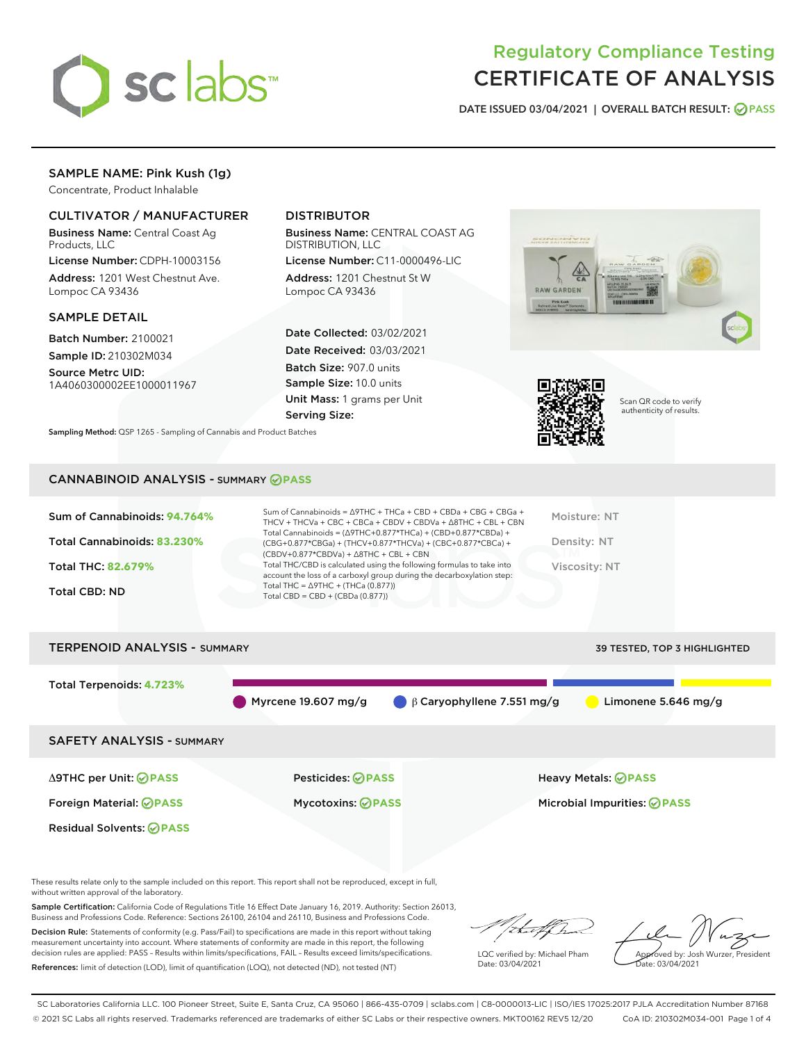# Regulatory Compliance Testing
# CERTIFICATE OF ANALYSIS

DATE ISSUED 03/04/2021 | OVERALL BATCH RESULT: PASS

## SAMPLE NAME: Pink Kush (1g)

Concentrate, Product Inhalable

### CULTIVATOR / MANUFACTURER

**Business Name:** Central Coast Ag Products, LLC

**License Number:** CDPH-10003156

**Address:** 1201 West Chestnut Ave. Lompoc CA 93436

### DISTRIBUTOR

**Business Name:** CENTRAL COAST AG DISTRIBUTION, LLC

**License Number:** C11-0000496-LIC

**Address:** 1201 Chestnut St W Lompoc CA 93436

### SAMPLE DETAIL

**Batch Number:** 2100021

**Sample ID:** 210302M034

**Source Metrc UID:** 1A4060300002EE1000011967

**Date Collected:** 03/02/2021

**Date Received:** 03/03/2021

**Batch Size:** 907.0 units

**Sample Size:** 10.0 units

**Unit Mass:** 1 grams per Unit

**Serving Size:**

Scan QR code to verify authenticity of results.

**Sampling Method:** QSP 1265 - Sampling of Cannabis and Product Batches

## CANNABINOID ANALYSIS - SUMMARY PASS

Sum of Cannabinoids: **94.764%**

Total Cannabinoids: **83.230%**

Total THC: **82.679%**

Total CBD: ND

Sum of Cannabinoids = Δ9THC + THCa + CBD + CBDa + CBG + CBGa + THCV + THCVa + CBC + CBCa + CBDV + CBDVa + Δ8THC + CBL + CBN

Total Cannabinoids = (Δ9THC+0.877*THCa) + (CBD+0.877*CBDa) + (CBG+0.877*CBGa) + (THCV+0.877*THCVa) + (CBC+0.877*CBCa) + (CBDV+0.877*CBDVa) + Δ8THC + CBL + CBN

Total THC/CBD is calculated using the following formulas to take into account the loss of a carboxyl group during the decarboxylation step:
Total THC = Δ9THC + (THCa (0.877))
Total CBD = CBD + (CBDa (0.877))

Moisture: NT

Density: NT

Viscosity: NT

## TERPENOID ANALYSIS - SUMMARY

39 TESTED, TOP 3 HIGHLIGHTED

Total Terpenoids: **4.723%**

Myrcene 19.607 mg/g | β Caryophyllene 7.551 mg/g | Limonene 5.646 mg/g

## SAFETY ANALYSIS - SUMMARY

| | | |
|---|---|---|
| Δ9THC per Unit: PASS | Pesticides: PASS | Heavy Metals: PASS |
| Foreign Material: PASS | Mycotoxins: PASS | Microbial Impurities: PASS |
| Residual Solvents: PASS | | |

These results relate only to the sample included on this report. This report shall not be reproduced, except in full, without written approval of the laboratory.

**Sample Certification:** California Code of Regulations Title 16 Effect Date January 16, 2019. Authority: Section 26013, Business and Professions Code. Reference: Sections 26100, 26104 and 26110, Business and Professions Code.

**Decision Rule:** Statements of conformity (e.g. Pass/Fail) to specifications are made in this report without taking measurement uncertainty into account. Where statements of conformity are made in this report, the following decision rules are applied: PASS – Results within limits/specifications, FAIL – Results exceed limits/specifications.

**References:** limit of detection (LOD), limit of quantification (LOQ), not detected (ND), not tested (NT)

LQC verified by: Michael Pham
Date: 03/04/2021

Approved by: Josh Wurzer, President
Date: 03/04/2021

SC Laboratories California LLC. 100 Pioneer Street, Suite E, Santa Cruz, CA 95060 | 866-435-0709 | sclabs.com | C8-0000013-LIC | ISO/IES 17025:2017 PJLA Accreditation Number 87168
© 2021 SC Labs all rights reserved. Trademarks referenced are trademarks of either SC Labs or their respective owners. MKT00162 REV5 12/20 CoA ID: 210302M034-001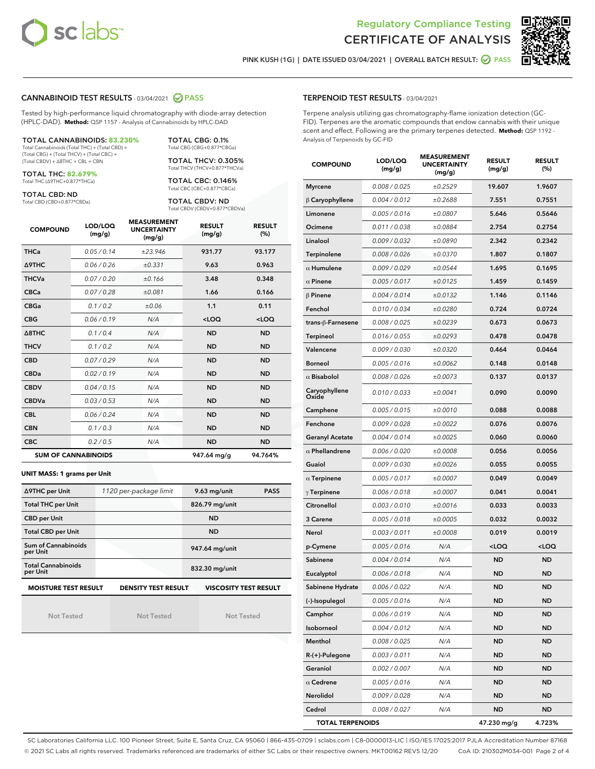# Regulatory Compliance Testing
# CERTIFICATE OF ANALYSIS

PINK KUSH (1G) | DATE ISSUED 03/04/2021 | OVERALL BATCH RESULT: PASS

## CANNABINOID TEST RESULTS - 03/04/2021 PASS

Tested by high-performance liquid chromatography with diode-array detection (HPLC-DAD). **Method:** QSP 1157 - Analysis of Cannabinoids by HPLC-DAD

**TOTAL CANNABINOIDS: 83.230%**
Total Cannabinoids (Total THC) + (Total CBD) + (Total CBG) + (Total THCV) + (Total CBC) + (Total CBDV) + Δ8THC + CBL + CBN

**TOTAL THC: 82.679%**
Total THC (Δ9THC+0.877*THCa)

**TOTAL CBD: ND**
Total CBD (CBD+0.877*CBDa)

**TOTAL CBG: 0.1%**
Total CBG (CBG+0.877*CBGa)

**TOTAL THCV: 0.305%**
Total THCV (THCV+0.877*THCVa)

**TOTAL CBC: 0.146%**
Total CBC (CBC+0.877*CBCa)

**TOTAL CBDV: ND**
Total CBDV (CBDV+0.877*CBDVa)

| COMPOUND | LOD/LOQ (mg/g) | MEASUREMENT UNCERTAINTY (mg/g) | RESULT (mg/g) | RESULT (%) |
|---|---|---|---|---|
| THCa | 0.05 / 0.14 | ±23.946 | 931.77 | 93.177 |
| Δ9THC | 0.06 / 0.26 | ±0.331 | 9.63 | 0.963 |
| THCVa | 0.07 / 0.20 | ±0.166 | 3.48 | 0.348 |
| CBCa | 0.07 / 0.28 | ±0.081 | 1.66 | 0.166 |
| CBGa | 0.1 / 0.2 | ±0.06 | 1.1 | 0.11 |
| CBG | 0.06 / 0.19 | N/A | <LOQ | <LOQ |
| Δ8THC | 0.1 / 0.4 | N/A | ND | ND |
| THCV | 0.1 / 0.2 | N/A | ND | ND |
| CBD | 0.07 / 0.29 | N/A | ND | ND |
| CBDa | 0.02 / 0.19 | N/A | ND | ND |
| CBDV | 0.04 / 0.15 | N/A | ND | ND |
| CBDVa | 0.03 / 0.53 | N/A | ND | ND |
| CBL | 0.06 / 0.24 | N/A | ND | ND |
| CBN | 0.1 / 0.3 | N/A | ND | ND |
| CBC | 0.2 / 0.5 | N/A | ND | ND |
| **SUM OF CANNABINOIDS** | | | 947.64 mg/g | 94.764% |

**UNIT MASS: 1 grams per Unit**

| | | | |
|---|---|---|---|
| Δ9THC per Unit | 1120 per-package limit | 9.63 mg/unit | PASS |
| Total THC per Unit | | 826.79 mg/unit | |
| CBD per Unit | | ND | |
| Total CBD per Unit | | ND | |
| Sum of Cannabinoids per Unit | | 947.64 mg/unit | |
| Total Cannabinoids per Unit | | 832.30 mg/unit | |

| MOISTURE TEST RESULT | DENSITY TEST RESULT | VISCOSITY TEST RESULT |
|---|---|---|
| Not Tested | Not Tested | Not Tested |

## TERPENOID TEST RESULTS - 03/04/2021

Terpene analysis utilizing gas chromatography-flame ionization detection (GC-FID). Terpenes are the aromatic compounds that endow cannabis with their unique scent and effect. Following are the primary terpenes detected. **Method:** QSP 1192 - Analysis of Terpenoids by GC-FID

| COMPOUND | LOD/LOQ (mg/g) | MEASUREMENT UNCERTAINTY (mg/g) | RESULT (mg/g) | RESULT (%) |
|---|---|---|---|---|
| Myrcene | 0.008 / 0.025 | ±0.2529 | 19.607 | 1.9607 |
| β Caryophyllene | 0.004 / 0.012 | ±0.2688 | 7.551 | 0.7551 |
| Limonene | 0.005 / 0.016 | ±0.0807 | 5.646 | 0.5646 |
| Ocimene | 0.011 / 0.038 | ±0.0884 | 2.754 | 0.2754 |
| Linalool | 0.009 / 0.032 | ±0.0890 | 2.342 | 0.2342 |
| Terpinolene | 0.008 / 0.026 | ±0.0370 | 1.807 | 0.1807 |
| α Humulene | 0.009 / 0.029 | ±0.0544 | 1.695 | 0.1695 |
| α Pinene | 0.005 / 0.017 | ±0.0125 | 1.459 | 0.1459 |
| β Pinene | 0.004 / 0.014 | ±0.0132 | 1.146 | 0.1146 |
| Fenchol | 0.010 / 0.034 | ±0.0280 | 0.724 | 0.0724 |
| trans-β-Farnesene | 0.008 / 0.025 | ±0.0239 | 0.673 | 0.0673 |
| Terpineol | 0.016 / 0.055 | ±0.0293 | 0.478 | 0.0478 |
| Valencene | 0.009 / 0.030 | ±0.0320 | 0.464 | 0.0464 |
| Borneol | 0.005 / 0.016 | ±0.0062 | 0.148 | 0.0148 |
| α Bisabolol | 0.008 / 0.026 | ±0.0073 | 0.137 | 0.0137 |
| Caryophyllene Oxide | 0.010 / 0.033 | ±0.0041 | 0.090 | 0.0090 |
| Camphene | 0.005 / 0.015 | ±0.0010 | 0.088 | 0.0088 |
| Fenchone | 0.009 / 0.028 | ±0.0022 | 0.076 | 0.0076 |
| Geranyl Acetate | 0.004 / 0.014 | ±0.0025 | 0.060 | 0.0060 |
| α Phellandrene | 0.006 / 0.020 | ±0.0008 | 0.056 | 0.0056 |
| Guaiol | 0.009 / 0.030 | ±0.0026 | 0.055 | 0.0055 |
| α Terpinene | 0.005 / 0.017 | ±0.0007 | 0.049 | 0.0049 |
| γ Terpinene | 0.006 / 0.018 | ±0.0007 | 0.041 | 0.0041 |
| Citronellol | 0.003 / 0.010 | ±0.0016 | 0.033 | 0.0033 |
| 3 Carene | 0.005 / 0.018 | ±0.0005 | 0.032 | 0.0032 |
| Nerol | 0.003 / 0.011 | ±0.0008 | 0.019 | 0.0019 |
| p-Cymene | 0.005 / 0.016 | N/A | <LOQ | <LOQ |
| Sabinene | 0.004 / 0.014 | N/A | ND | ND |
| Eucalyptol | 0.006 / 0.018 | N/A | ND | ND |
| Sabinene Hydrate | 0.006 / 0.022 | N/A | ND | ND |
| (-)-Isopulegol | 0.005 / 0.016 | N/A | ND | ND |
| Camphor | 0.006 / 0.019 | N/A | ND | ND |
| Isoborneol | 0.004 / 0.012 | N/A | ND | ND |
| Menthol | 0.008 / 0.025 | N/A | ND | ND |
| R-(+)-Pulegone | 0.003 / 0.011 | N/A | ND | ND |
| Geraniol | 0.002 / 0.007 | N/A | ND | ND |
| α Cedrene | 0.005 / 0.016 | N/A | ND | ND |
| Nerolidol | 0.009 / 0.028 | N/A | ND | ND |
| Cedrol | 0.008 / 0.027 | N/A | ND | ND |
| **TOTAL TERPENOIDS** | | | 47.230 mg/g | 4.723% |

SC Laboratories California LLC. 100 Pioneer Street, Suite E, Santa Cruz, CA 95060 | 866-435-0709 | sclabs.com | C8-0000013-LIC | ISO/IES 17025:2017 PJLA Accreditation Number 87168
© 2021 SC Labs all rights reserved. Trademarks referenced are trademarks of either SC Labs or their respective owners. MKT00162 REV5 12/20 CoA ID: 210302M034-001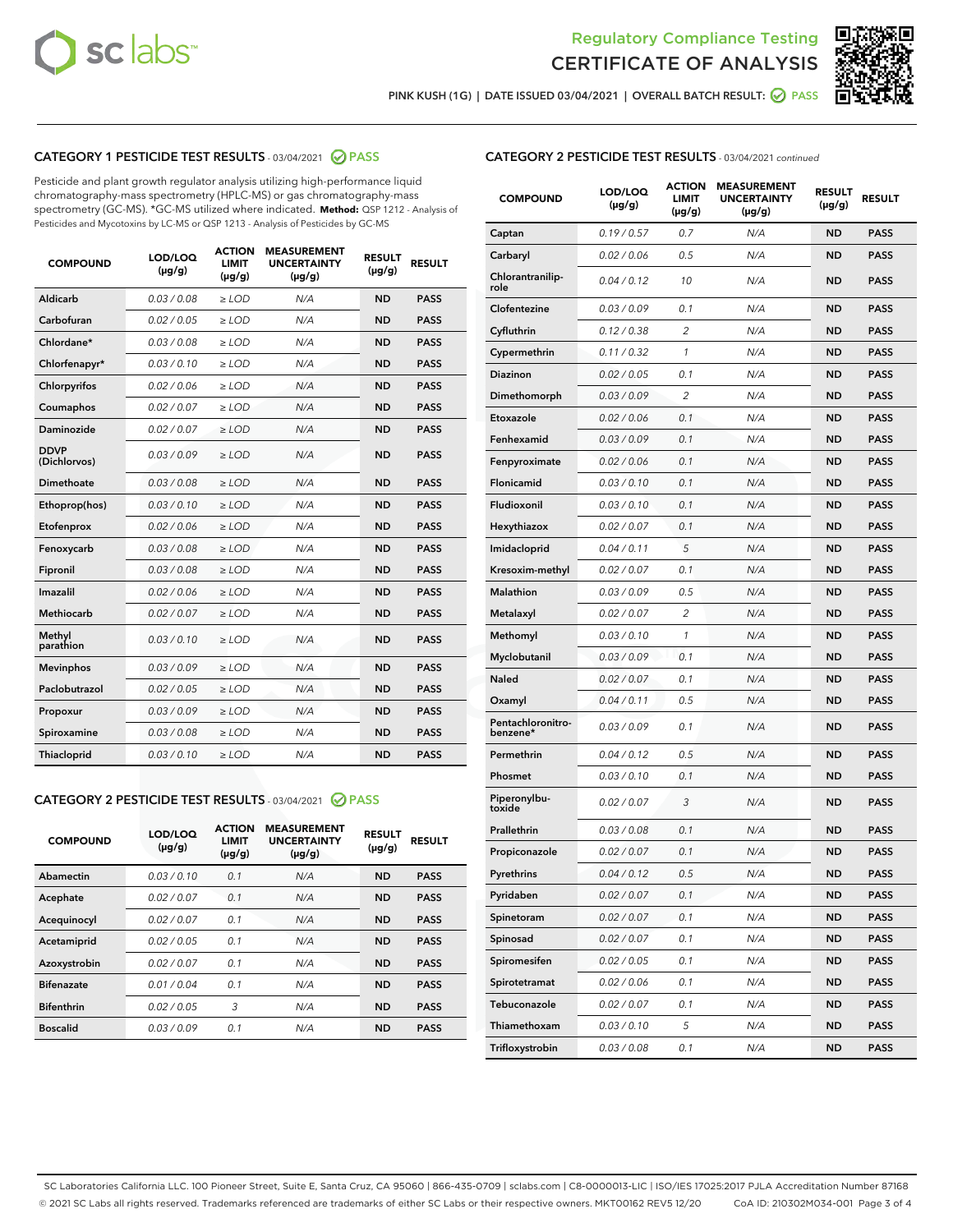## Regulatory Compliance Testing
## CERTIFICATE OF ANALYSIS

PINK KUSH (1G) | DATE ISSUED 03/04/2021 | OVERALL BATCH RESULT: PASS

### CATEGORY 1 PESTICIDE TEST RESULTS - 03/04/2021 PASS

Pesticide and plant growth regulator analysis utilizing high-performance liquid chromatography-mass spectrometry (HPLC-MS) or gas chromatography-mass spectrometry (GC-MS). *GC-MS utilized where indicated. **Method:** QSP 1212 - Analysis of Pesticides and Mycotoxins by LC-MS or QSP 1213 - Analysis of Pesticides by GC-MS

| COMPOUND | LOD/LOQ (µg/g) | ACTION LIMIT (µg/g) | MEASUREMENT UNCERTAINTY (µg/g) | RESULT (µg/g) | RESULT |
|---|---|---|---|---|---|
| Aldicarb | 0.03 / 0.08 | ≥ LOD | N/A | ND | PASS |
| Carbofuran | 0.02 / 0.05 | ≥ LOD | N/A | ND | PASS |
| Chlordane* | 0.03 / 0.08 | ≥ LOD | N/A | ND | PASS |
| Chlorfenapyr* | 0.03 / 0.10 | ≥ LOD | N/A | ND | PASS |
| Chlorpyrifos | 0.02 / 0.06 | ≥ LOD | N/A | ND | PASS |
| Coumaphos | 0.02 / 0.07 | ≥ LOD | N/A | ND | PASS |
| Daminozide | 0.02 / 0.07 | ≥ LOD | N/A | ND | PASS |
| DDVP (Dichlorvos) | 0.03 / 0.09 | ≥ LOD | N/A | ND | PASS |
| Dimethoate | 0.03 / 0.08 | ≥ LOD | N/A | ND | PASS |
| Ethoprop(hos) | 0.03 / 0.10 | ≥ LOD | N/A | ND | PASS |
| Etofenprox | 0.02 / 0.06 | ≥ LOD | N/A | ND | PASS |
| Fenoxycarb | 0.03 / 0.08 | ≥ LOD | N/A | ND | PASS |
| Fipronil | 0.03 / 0.08 | ≥ LOD | N/A | ND | PASS |
| Imazalil | 0.02 / 0.06 | ≥ LOD | N/A | ND | PASS |
| Methiocarb | 0.02 / 0.07 | ≥ LOD | N/A | ND | PASS |
| Methyl parathion | 0.03 / 0.10 | ≥ LOD | N/A | ND | PASS |
| Mevinphos | 0.03 / 0.09 | ≥ LOD | N/A | ND | PASS |
| Paclobutrazol | 0.02 / 0.05 | ≥ LOD | N/A | ND | PASS |
| Propoxur | 0.03 / 0.09 | ≥ LOD | N/A | ND | PASS |
| Spiroxamine | 0.03 / 0.08 | ≥ LOD | N/A | ND | PASS |
| Thiacloprid | 0.03 / 0.10 | ≥ LOD | N/A | ND | PASS |

### CATEGORY 2 PESTICIDE TEST RESULTS - 03/04/2021 PASS

| COMPOUND | LOD/LOQ (µg/g) | ACTION LIMIT (µg/g) | MEASUREMENT UNCERTAINTY (µg/g) | RESULT (µg/g) | RESULT |
|---|---|---|---|---|---|
| Abamectin | 0.03 / 0.10 | 0.1 | N/A | ND | PASS |
| Acephate | 0.02 / 0.07 | 0.1 | N/A | ND | PASS |
| Acequinocyl | 0.02 / 0.07 | 0.1 | N/A | ND | PASS |
| Acetamiprid | 0.02 / 0.05 | 0.1 | N/A | ND | PASS |
| Azoxystrobin | 0.02 / 0.07 | 0.1 | N/A | ND | PASS |
| Bifenazate | 0.01 / 0.04 | 0.1 | N/A | ND | PASS |
| Bifenthrin | 0.02 / 0.05 | 3 | N/A | ND | PASS |
| Boscalid | 0.03 / 0.09 | 0.1 | N/A | ND | PASS |
| Captan | 0.19 / 0.57 | 0.7 | N/A | ND | PASS |
| Carbaryl | 0.02 / 0.06 | 0.5 | N/A | ND | PASS |
| Chlorantraniliprole | 0.04 / 0.12 | 10 | N/A | ND | PASS |
| Clofentezine | 0.03 / 0.09 | 0.1 | N/A | ND | PASS |
| Cyfluthrin | 0.12 / 0.38 | 2 | N/A | ND | PASS |
| Cypermethrin | 0.11 / 0.32 | 1 | N/A | ND | PASS |
| Diazinon | 0.02 / 0.05 | 0.1 | N/A | ND | PASS |
| Dimethomorph | 0.03 / 0.09 | 2 | N/A | ND | PASS |
| Etoxazole | 0.02 / 0.06 | 0.1 | N/A | ND | PASS |
| Fenhexamid | 0.03 / 0.09 | 0.1 | N/A | ND | PASS |
| Fenpyroximate | 0.02 / 0.06 | 0.1 | N/A | ND | PASS |
| Flonicamid | 0.03 / 0.10 | 0.1 | N/A | ND | PASS |
| Fludioxonil | 0.03 / 0.10 | 0.1 | N/A | ND | PASS |
| Hexythiazox | 0.02 / 0.07 | 0.1 | N/A | ND | PASS |
| Imidacloprid | 0.04 / 0.11 | 5 | N/A | ND | PASS |
| Kresoxim-methyl | 0.02 / 0.07 | 0.1 | N/A | ND | PASS |
| Malathion | 0.03 / 0.09 | 0.5 | N/A | ND | PASS |
| Metalaxyl | 0.02 / 0.07 | 2 | N/A | ND | PASS |
| Methomyl | 0.03 / 0.10 | 1 | N/A | ND | PASS |
| Myclobutanil | 0.03 / 0.09 | 0.1 | N/A | ND | PASS |
| Naled | 0.02 / 0.07 | 0.1 | N/A | ND | PASS |
| Oxamyl | 0.04 / 0.11 | 0.5 | N/A | ND | PASS |
| Pentachloronitrobenzene* | 0.03 / 0.09 | 0.1 | N/A | ND | PASS |
| Permethrin | 0.04 / 0.12 | 0.5 | N/A | ND | PASS |
| Phosmet | 0.03 / 0.10 | 0.1 | N/A | ND | PASS |
| Piperonylbutoxide | 0.02 / 0.07 | 3 | N/A | ND | PASS |
| Prallethrin | 0.03 / 0.08 | 0.1 | N/A | ND | PASS |
| Propiconazole | 0.02 / 0.07 | 0.1 | N/A | ND | PASS |
| Pyrethrins | 0.04 / 0.12 | 0.5 | N/A | ND | PASS |
| Pyridaben | 0.02 / 0.07 | 0.1 | N/A | ND | PASS |
| Spinetoram | 0.02 / 0.07 | 0.1 | N/A | ND | PASS |
| Spinosad | 0.02 / 0.07 | 0.1 | N/A | ND | PASS |
| Spiromesifen | 0.02 / 0.05 | 0.1 | N/A | ND | PASS |
| Spirotetramat | 0.02 / 0.06 | 0.1 | N/A | ND | PASS |
| Tebuconazole | 0.02 / 0.07 | 0.1 | N/A | ND | PASS |
| Thiamethoxam | 0.03 / 0.10 | 5 | N/A | ND | PASS |
| Trifloxystrobin | 0.03 / 0.08 | 0.1 | N/A | ND | PASS |

SC Laboratories California LLC. 100 Pioneer Street, Suite E, Santa Cruz, CA 95060 | 866-435-0709 | sclabs.com | C8-0000013-LIC | ISO/IES 17025:2017 PJLA Accreditation Number 87168
© 2021 SC Labs all rights reserved. Trademarks referenced are trademarks of either SC Labs or their respective owners. MKT00162 REV5 12/20 CoA ID: 210302M034-001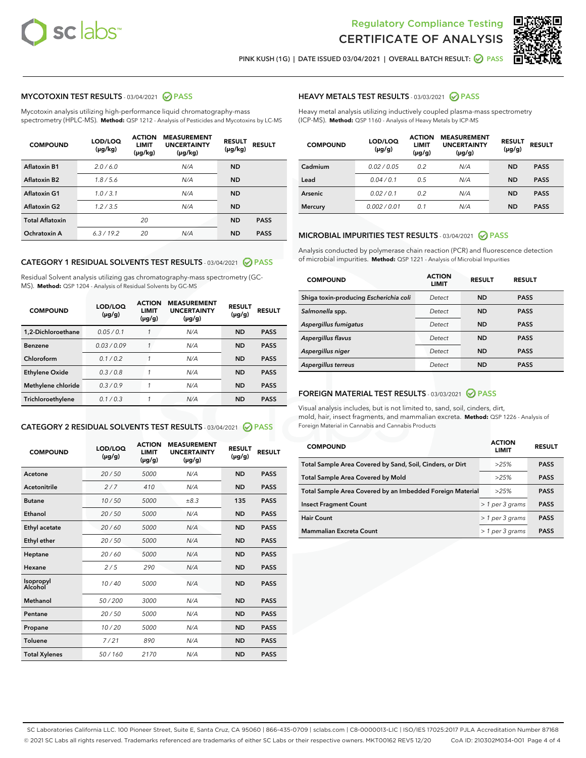Regulatory Compliance Testing

# CERTIFICATE OF ANALYSIS

PINK KUSH (1G) | DATE ISSUED 03/04/2021 | OVERALL BATCH RESULT: PASS

## MYCOTOXIN TEST RESULTS - 03/04/2021 PASS

Mycotoxin analysis utilizing high-performance liquid chromatography-mass spectrometry (HPLC-MS). **Method:** QSP 1212 - Analysis of Pesticides and Mycotoxins by LC-MS

| COMPOUND | LOD/LOQ (µg/kg) | ACTION LIMIT (µg/kg) | MEASUREMENT UNCERTAINTY (µg/kg) | RESULT (µg/kg) | RESULT |
|---|---|---|---|---|---|
| Aflatoxin B1 | 2.0 / 6.0 | | N/A | ND | |
| Aflatoxin B2 | 1.8 / 5.6 | | N/A | ND | |
| Aflatoxin G1 | 1.0 / 3.1 | | N/A | ND | |
| Aflatoxin G2 | 1.2 / 3.5 | | N/A | ND | |
| Total Aflatoxin | | 20 | | ND | PASS |
| Ochratoxin A | 6.3 / 19.2 | 20 | N/A | ND | PASS |

## CATEGORY 1 RESIDUAL SOLVENTS TEST RESULTS - 03/04/2021 PASS

Residual Solvent analysis utilizing gas chromatography-mass spectrometry (GC-MS). **Method:** QSP 1204 - Analysis of Residual Solvents by GC-MS

| COMPOUND | LOD/LOQ (µg/g) | ACTION LIMIT (µg/g) | MEASUREMENT UNCERTAINTY (µg/g) | RESULT (µg/g) | RESULT |
|---|---|---|---|---|---|
| 1,2-Dichloroethane | 0.05 / 0.1 | 1 | N/A | ND | PASS |
| Benzene | 0.03 / 0.09 | 1 | N/A | ND | PASS |
| Chloroform | 0.1 / 0.2 | 1 | N/A | ND | PASS |
| Ethylene Oxide | 0.3 / 0.8 | 1 | N/A | ND | PASS |
| Methylene chloride | 0.3 / 0.9 | 1 | N/A | ND | PASS |
| Trichloroethylene | 0.1 / 0.3 | 1 | N/A | ND | PASS |

## CATEGORY 2 RESIDUAL SOLVENTS TEST RESULTS - 03/04/2021 PASS

| COMPOUND | LOD/LOQ (µg/g) | ACTION LIMIT (µg/g) | MEASUREMENT UNCERTAINTY (µg/g) | RESULT (µg/g) | RESULT |
|---|---|---|---|---|---|
| Acetone | 20 / 50 | 5000 | N/A | ND | PASS |
| Acetonitrile | 2 / 7 | 410 | N/A | ND | PASS |
| Butane | 10 / 50 | 5000 | ±8.3 | 135 | PASS |
| Ethanol | 20 / 50 | 5000 | N/A | ND | PASS |
| Ethyl acetate | 20 / 60 | 5000 | N/A | ND | PASS |
| Ethyl ether | 20 / 50 | 5000 | N/A | ND | PASS |
| Heptane | 20 / 60 | 5000 | N/A | ND | PASS |
| Hexane | 2 / 5 | 290 | N/A | ND | PASS |
| Isopropyl Alcohol | 10 / 40 | 5000 | N/A | ND | PASS |
| Methanol | 50 / 200 | 3000 | N/A | ND | PASS |
| Pentane | 20 / 50 | 5000 | N/A | ND | PASS |
| Propane | 10 / 20 | 5000 | N/A | ND | PASS |
| Toluene | 7 / 21 | 890 | N/A | ND | PASS |
| Total Xylenes | 50 / 160 | 2170 | N/A | ND | PASS |

## HEAVY METALS TEST RESULTS - 03/03/2021 PASS

Heavy metal analysis utilizing inductively coupled plasma-mass spectrometry (ICP-MS). **Method:** QSP 1160 - Analysis of Heavy Metals by ICP-MS

| COMPOUND | LOD/LOQ (µg/g) | ACTION LIMIT (µg/g) | MEASUREMENT UNCERTAINTY (µg/g) | RESULT (µg/g) | RESULT |
|---|---|---|---|---|---|
| Cadmium | 0.02 / 0.05 | 0.2 | N/A | ND | PASS |
| Lead | 0.04 / 0.1 | 0.5 | N/A | ND | PASS |
| Arsenic | 0.02 / 0.1 | 0.2 | N/A | ND | PASS |
| Mercury | 0.002 / 0.01 | 0.1 | N/A | ND | PASS |

## MICROBIAL IMPURITIES TEST RESULTS - 03/04/2021 PASS

Analysis conducted by polymerase chain reaction (PCR) and fluorescence detection of microbial impurities. **Method:** QSP 1221 - Analysis of Microbial Impurities

| COMPOUND | ACTION LIMIT | RESULT | RESULT |
|---|---|---|---|
| Shiga toxin-producing *Escherichia coli* | Detect | ND | PASS |
| *Salmonella* spp. | Detect | ND | PASS |
| *Aspergillus fumigatus* | Detect | ND | PASS |
| *Aspergillus flavus* | Detect | ND | PASS |
| *Aspergillus niger* | Detect | ND | PASS |
| *Aspergillus terreus* | Detect | ND | PASS |

## FOREIGN MATERIAL TEST RESULTS - 03/03/2021 PASS

Visual analysis includes, but is not limited to, sand, soil, cinders, dirt, mold, hair, insect fragments, and mammalian excreta. **Method:** QSP 1226 - Analysis of Foreign Material in Cannabis and Cannabis Products

| COMPOUND | ACTION LIMIT | RESULT |
|---|---|---|
| Total Sample Area Covered by Sand, Soil, Cinders, or Dirt | >25% | PASS |
| Total Sample Area Covered by Mold | >25% | PASS |
| Total Sample Area Covered by an Imbedded Foreign Material | >25% | PASS |
| Insect Fragment Count | > 1 per 3 grams | PASS |
| Hair Count | > 1 per 3 grams | PASS |
| Mammalian Excreta Count | > 1 per 3 grams | PASS |

SC Laboratories California LLC. 100 Pioneer Street, Suite E, Santa Cruz, CA 95060 | 866-435-0709 | sclabs.com | C8-0000013-LIC | ISO/IES 17025:2017 PJLA Accreditation Number 87168
© 2021 SC Labs all rights reserved. Trademarks referenced are trademarks of either SC Labs or their respective owners. MKT00162 REV5 12/20 CoA ID: 210302M034-001